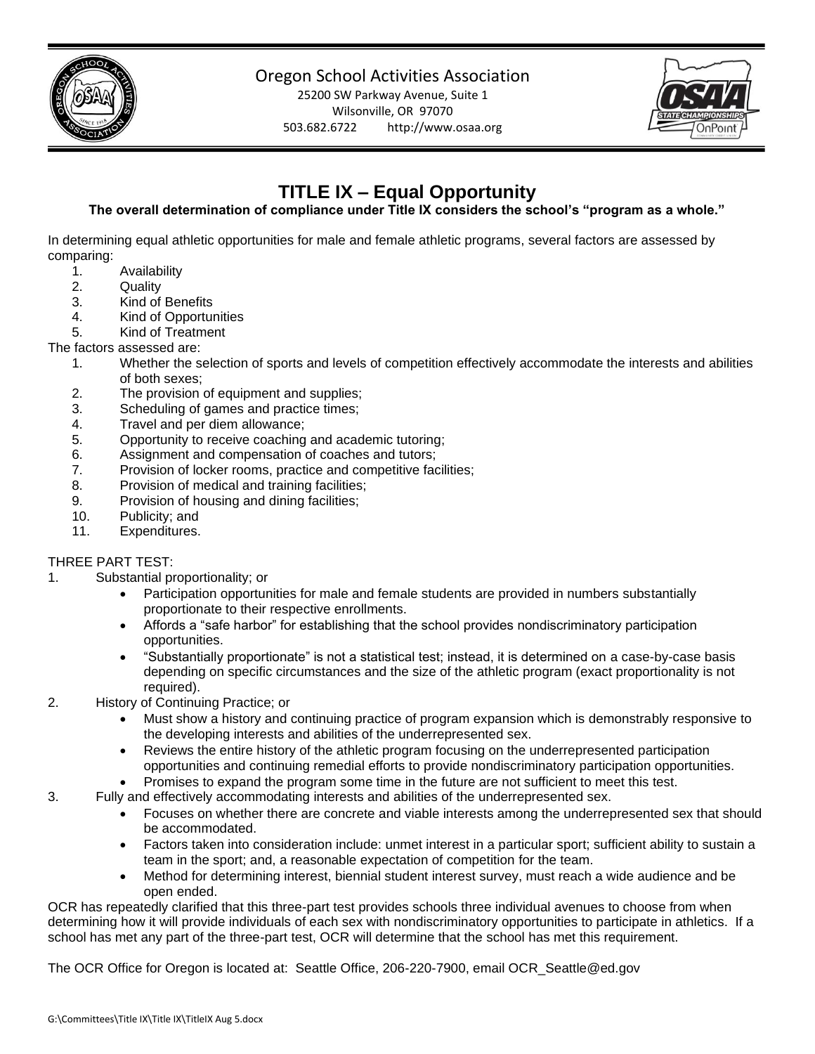Oregon School Activities Association
25200 SW Parkway Avenue, Suite 1
Wilsonville, OR 97070
503.682.6722 http://www.osaa.org

# TITLE IX – Equal Opportunity

**The overall determination of compliance under Title IX considers the school's "program as a whole."**

In determining equal athletic opportunities for male and female athletic programs, several factors are assessed by comparing:

1. Availability
2. Quality
3. Kind of Benefits
4. Kind of Opportunities
5. Kind of Treatment

The factors assessed are:

1. Whether the selection of sports and levels of competition effectively accommodate the interests and abilities of both sexes;
2. The provision of equipment and supplies;
3. Scheduling of games and practice times;
4. Travel and per diem allowance;
5. Opportunity to receive coaching and academic tutoring;
6. Assignment and compensation of coaches and tutors;
7. Provision of locker rooms, practice and competitive facilities;
8. Provision of medical and training facilities;
9. Provision of housing and dining facilities;
10. Publicity; and
11. Expenditures.

THREE PART TEST:

1. Substantial proportionality; or
   - Participation opportunities for male and female students are provided in numbers substantially proportionate to their respective enrollments.
   - Affords a "safe harbor" for establishing that the school provides nondiscriminatory participation opportunities.
   - "Substantially proportionate" is not a statistical test; instead, it is determined on a case-by-case basis depending on specific circumstances and the size of the athletic program (exact proportionality is not required).
2. History of Continuing Practice; or
   - Must show a history and continuing practice of program expansion which is demonstrably responsive to the developing interests and abilities of the underrepresented sex.
   - Reviews the entire history of the athletic program focusing on the underrepresented participation opportunities and continuing remedial efforts to provide nondiscriminatory participation opportunities.
   - Promises to expand the program some time in the future are not sufficient to meet this test.
3. Fully and effectively accommodating interests and abilities of the underrepresented sex.
   - Focuses on whether there are concrete and viable interests among the underrepresented sex that should be accommodated.
   - Factors taken into consideration include: unmet interest in a particular sport; sufficient ability to sustain a team in the sport; and, a reasonable expectation of competition for the team.
   - Method for determining interest, biennial student interest survey, must reach a wide audience and be open ended.

OCR has repeatedly clarified that this three-part test provides schools three individual avenues to choose from when determining how it will provide individuals of each sex with nondiscriminatory opportunities to participate in athletics. If a school has met any part of the three-part test, OCR will determine that the school has met this requirement.

The OCR Office for Oregon is located at: Seattle Office, 206-220-7900, email OCR_Seattle@ed.gov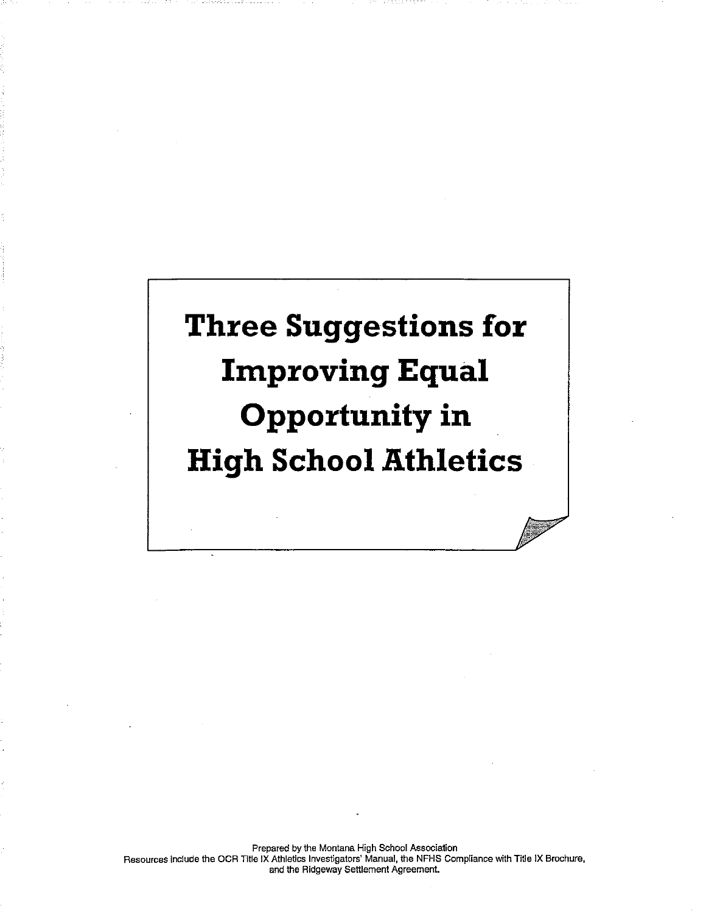# Three Suggestions for Improving Equal Opportunity in High School Athletics

Prepared by the Montana High School Association
Resources include the OCR Title IX Athletics Investigators' Manual, the NFHS Compliance with Title IX Brochure, and the Ridgeway Settlement Agreement.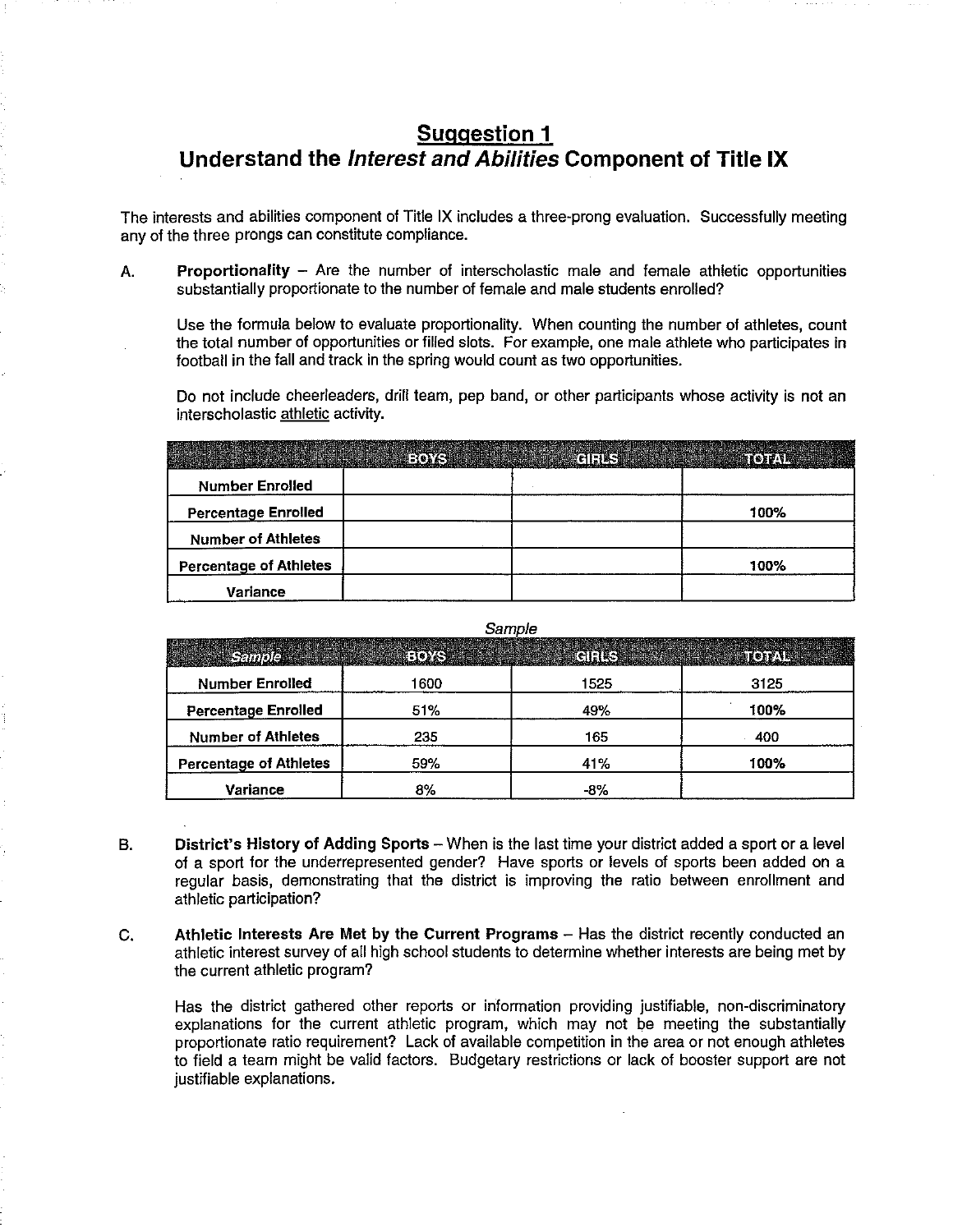# Suggestion 1
## Understand the *Interest and Abilities* Component of Title IX

The interests and abilities component of Title IX includes a three-prong evaluation. Successfully meeting any of the three prongs can constitute compliance.

A. **Proportionality** – Are the number of interscholastic male and female athletic opportunities substantially proportionate to the number of female and male students enrolled?

Use the formula below to evaluate proportionality. When counting the number of athletes, count the total number of opportunities or filled slots. For example, one male athlete who participates in football in the fall and track in the spring would count as two opportunities.

Do not include cheerleaders, drill team, pep band, or other participants whose activity is not an interscholastic athletic activity.

| | BOYS | GIRLS | TOTAL |
|---|---|---|---|
| **Number Enrolled** | | | |
| **Percentage Enrolled** | | | **100%** |
| **Number of Athletes** | | | |
| **Percentage of Athletes** | | | **100%** |
| **Variance** | | | |

*Sample*

| *Sample* | BOYS | GIRLS | TOTAL |
|---|---|---|---|
| **Number Enrolled** | 1600 | 1525 | 3125 |
| **Percentage Enrolled** | 51% | 49% | **100%** |
| **Number of Athletes** | 235 | 165 | 400 |
| **Percentage of Athletes** | 59% | 41% | **100%** |
| **Variance** | 8% | -8% | |

B. **District's History of Adding Sports** – When is the last time your district added a sport or a level of a sport for the underrepresented gender? Have sports or levels of sports been added on a regular basis, demonstrating that the district is improving the ratio between enrollment and athletic participation?

C. **Athletic Interests Are Met by the Current Programs** – Has the district recently conducted an athletic interest survey of all high school students to determine whether interests are being met by the current athletic program?

Has the district gathered other reports or information providing justifiable, non-discriminatory explanations for the current athletic program, which may not be meeting the substantially proportionate ratio requirement? Lack of available competition in the area or not enough athletes to field a team might be valid factors. Budgetary restrictions or lack of booster support are not justifiable explanations.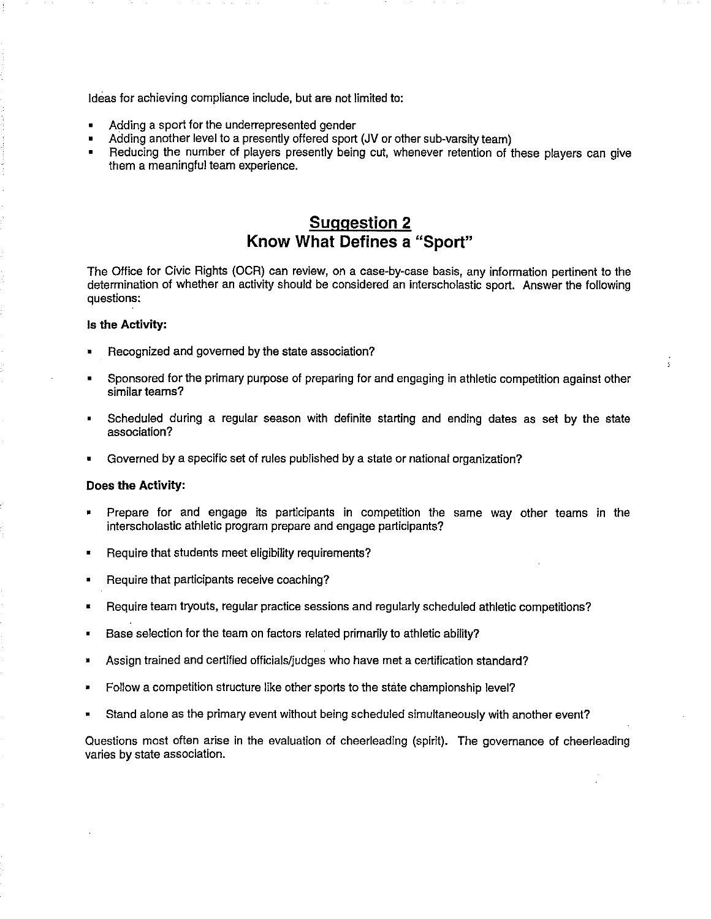Ideas for achieving compliance include, but are not limited to:

- Adding a sport for the underrepresented gender
- Adding another level to a presently offered sport (JV or other sub-varsity team)
- Reducing the number of players presently being cut, whenever retention of these players can give them a meaningful team experience.

## Suggestion 2
## Know What Defines a "Sport"

The Office for Civic Rights (OCR) can review, on a case-by-case basis, any information pertinent to the determination of whether an activity should be considered an interscholastic sport. Answer the following questions:

**Is the Activity:**

- Recognized and governed by the state association?
- Sponsored for the primary purpose of preparing for and engaging in athletic competition against other similar teams?
- Scheduled during a regular season with definite starting and ending dates as set by the state association?
- Governed by a specific set of rules published by a state or national organization?

**Does the Activity:**

- Prepare for and engage its participants in competition the same way other teams in the interscholastic athletic program prepare and engage participants?
- Require that students meet eligibility requirements?
- Require that participants receive coaching?
- Require team tryouts, regular practice sessions and regularly scheduled athletic competitions?
- Base selection for the team on factors related primarily to athletic ability?
- Assign trained and certified officials/judges who have met a certification standard?
- Follow a competition structure like other sports to the state championship level?
- Stand alone as the primary event without being scheduled simultaneously with another event?

Questions most often arise in the evaluation of cheerleading (spirit). The governance of cheerleading varies by state association.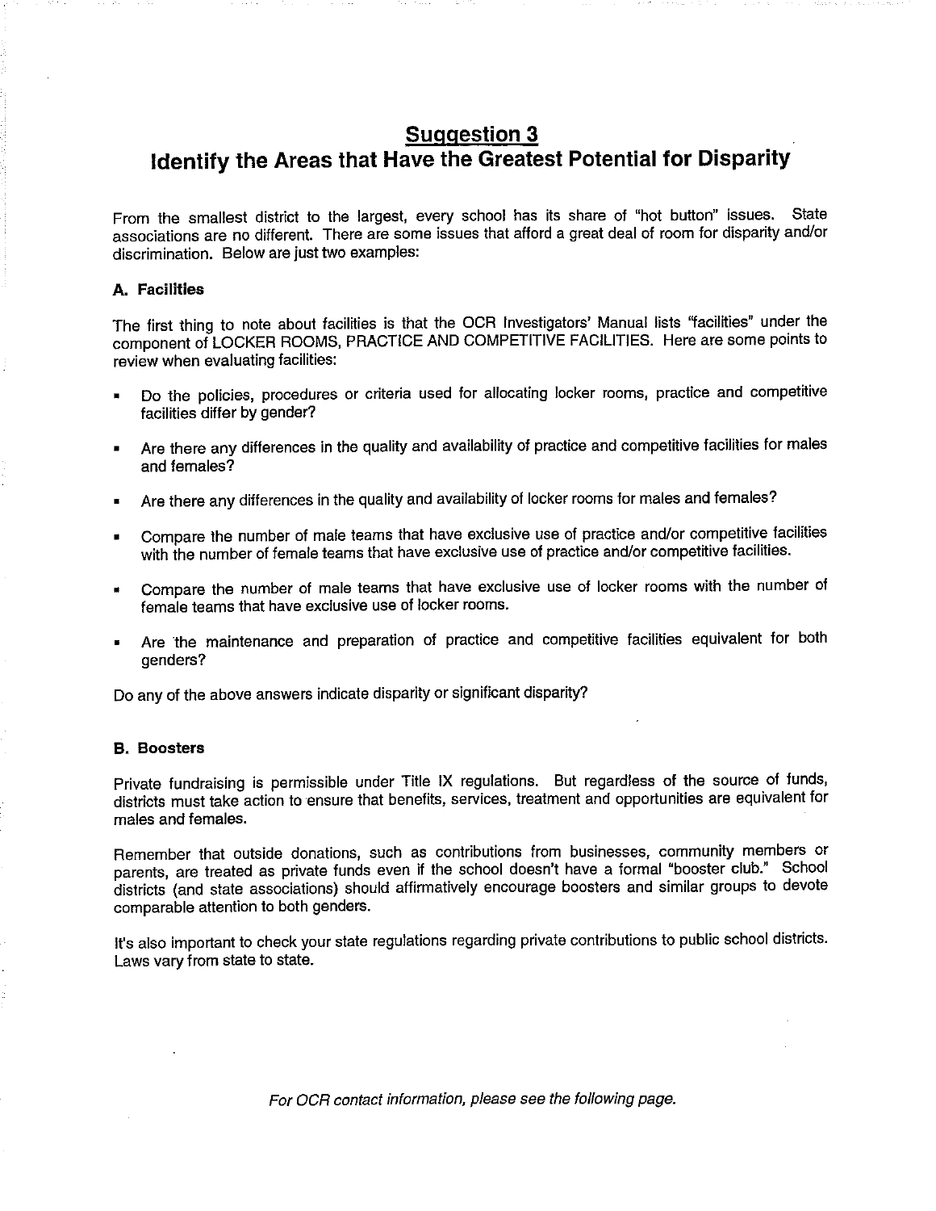# Suggestion 3
## Identify the Areas that Have the Greatest Potential for Disparity

From the smallest district to the largest, every school has its share of "hot button" issues. State associations are no different. There are some issues that afford a great deal of room for disparity and/or discrimination. Below are just two examples:

### A. Facilities

The first thing to note about facilities is that the OCR Investigators' Manual lists "facilities" under the component of LOCKER ROOMS, PRACTICE AND COMPETITIVE FACILITIES. Here are some points to review when evaluating facilities:

- Do the policies, procedures or criteria used for allocating locker rooms, practice and competitive facilities differ by gender?
- Are there any differences in the quality and availability of practice and competitive facilities for males and females?
- Are there any differences in the quality and availability of locker rooms for males and females?
- Compare the number of male teams that have exclusive use of practice and/or competitive facilities with the number of female teams that have exclusive use of practice and/or competitive facilities.
- Compare the number of male teams that have exclusive use of locker rooms with the number of female teams that have exclusive use of locker rooms.
- Are the maintenance and preparation of practice and competitive facilities equivalent for both genders?

Do any of the above answers indicate disparity or significant disparity?

### B. Boosters

Private fundraising is permissible under Title IX regulations. But regardless of the source of funds, districts must take action to ensure that benefits, services, treatment and opportunities are equivalent for males and females.

Remember that outside donations, such as contributions from businesses, community members or parents, are treated as private funds even if the school doesn't have a formal "booster club." School districts (and state associations) should affirmatively encourage boosters and similar groups to devote comparable attention to both genders.

It's also important to check your state regulations regarding private contributions to public school districts. Laws vary from state to state.

*For OCR contact information, please see the following page.*